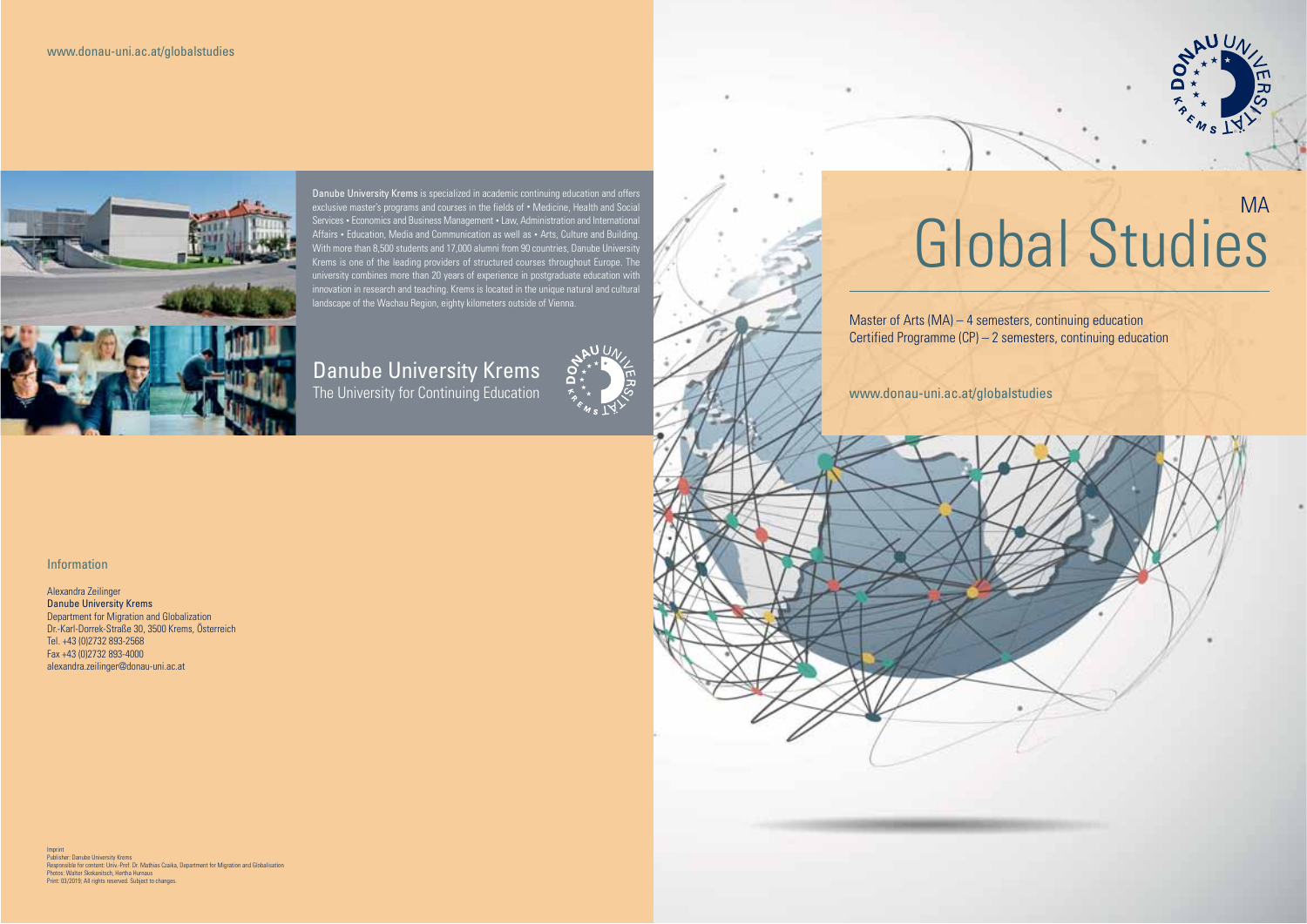www.donau-uni.ac.at/globalstudies

**Danube University Krems** is specialized in academic continuing education and offers exclusive master's programs and courses in the fields of • Medicine, Health and Social Services • Economics and Business Management • Law, Administration and International Affairs • Education, Media and Communication as well as • Arts, Culture and Building. With more than 8,500 students and 17,000 alumni from 90 countries, Danube University Krems is one of the leading providers of structured courses throughout Europe. The university combines more than 20 years of experience in postgraduate education with innovation in research and teaching. Krems is located in the unique natural and cultural landscape of the Wachau Region, eighty kilometers outside of Vienna.

## Danube University Krems
The University for Continuing Education

### Information

Alexandra Zeilinger
**Danube University Krems**
Department for Migration and Globalization
Dr.-Karl-Dorrek-Straße 30, 3500 Krems, Österreich
Tel. +43 (0)2732 893-2568
Fax +43 (0)2732 893-4000
alexandra.zeilinger@donau-uni.ac.at

Imprint
Publisher: Danube University Krems
Responsible for content: Univ.-Prof. Dr. Mathias Czaika, Department for Migration and Globalisation
Photos: Walter Skokanitsch, Hertha Hurnaus
Print: 03/2019; All rights reserved. Subject to changes.

MA

# Global Studies

Master of Arts (MA) – 4 semesters, continuing education
Certified Programme (CP) – 2 semesters, continuing education

www.donau-uni.ac.at/globalstudies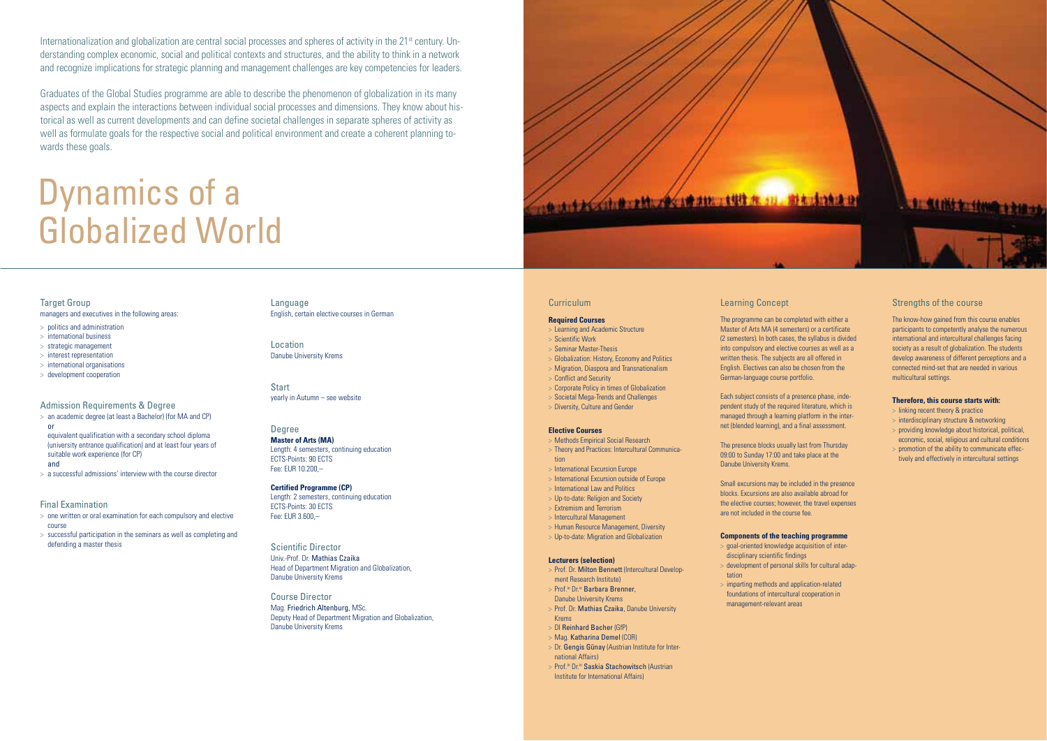Internationalization and globalization are central social processes and spheres of activity in the 21st century. Understanding complex economic, social and political contexts and structures, and the ability to think in a network and recognize implications for strategic planning and management challenges are key competencies for leaders.

Graduates of the Global Studies programme are able to describe the phenomenon of globalization in its many aspects and explain the interactions between individual social processes and dimensions. They know about historical as well as current developments and can define societal challenges in separate spheres of activity as well as formulate goals for the respective social and political environment and create a coherent planning towards these goals.

# Dynamics of a Globalized World

## Target Group

managers and executives in the following areas:

- politics and administration
- international business
- strategic management
- interest representation
- international organisations
- development cooperation

## Admission Requirements & Degree

- an academic degree (at least a Bachelor) (for MA and CP)
  or
  equivalent qualification with a secondary school diploma (university entrance qualification) and at least four years of suitable work experience (for CP)
  and
- a successful admissions' interview with the course director

## Final Examination

- one written or oral examination for each compulsory and elective course
- successful participation in the seminars as well as completing and defending a master thesis

## Language

English, certain elective courses in German

## Location

Danube University Krems

## Start

yearly in Autumn – see website

## Degree

**Master of Arts (MA)**
Length: 4 semesters, continuing education
ECTS-Points: 90 ECTS
Fee: EUR 10.200,–

**Certified Programme (CP)**
Length: 2 semesters, continuing education
ECTS-Points: 30 ECTS
Fee: EUR 3.600,–

## Scientific Director

Univ.-Prof. Dr. Mathias Czaika
Head of Department Migration and Globalization, Danube University Krems

## Course Director

Mag. Friedrich Altenburg, MSc.
Deputy Head of Department Migration and Globalization, Danube University Krems

## Curriculum

**Required Courses**

- Learning and Academic Structure
- Scientific Work
- Seminar Master-Thesis
- Globalization: History, Economy and Politics
- Migration, Diaspora and Transnationalism
- Conflict and Security
- Corporate Policy in times of Globalization
- Societal Mega-Trends and Challenges
- Diversity, Culture and Gender

**Elective Courses**

- Methods Empirical Social Research
- Theory and Practices: Intercultural Communication
- International Excursion Europe
- International Excursion outside of Europe
- International Law and Politics
- Up-to-date: Religion and Society
- Extremism and Terrorism
- Intercultural Management
- Human Resource Management, Diversity
- Up-to-date: Migration and Globalization

**Lecturers (selection)**

- Prof. Dr. Milton Bennett (Intercultural Development Research Institute)
- Prof.in Dr.in Barbara Brenner, Danube University Krems
- Prof. Dr. Mathias Czaika, Danube University Krems
- DI Reinhard Bacher (GfP)
- Mag. Katharina Demel (COR)
- Dr. Gengis Günay (Austrian Institute for International Affairs)
- Prof.in Dr.in Saskia Stachowitsch (Austrian Institute for International Affairs)

## Learning Concept

The programme can be completed with either a Master of Arts MA (4 semesters) or a certificate (2 semesters). In both cases, the syllabus is divided into compulsory and elective courses as well as a written thesis. The subjects are all offered in English. Electives can also be chosen from the German-language course portfolio.

Each subject consists of a presence phase, independent study of the required literature, which is managed through a learning platform in the internet (blended learning), and a final assessment.

The presence blocks usually last from Thursday 09:00 to Sunday 17:00 and take place at the Danube University Krems.

Small excursions may be included in the presence blocks. Excursions are also available abroad for the elective courses; however, the travel expenses are not included in the course fee.

**Components of the teaching programme**

- goal-oriented knowledge acquisition of interdisciplinary scientific findings
- development of personal skills for cultural adaptation
- imparting methods and application-related foundations of intercultural cooperation in management-relevant areas

## Strengths of the course

The know-how gained from this course enables participants to competently analyse the numerous international and intercultural challenges facing society as a result of globalization. The students develop awareness of different perceptions and a connected mind-set that are needed in various multicultural settings.

**Therefore, this course starts with:**

- linking recent theory & practice
- interdisciplinary structure & networking
- providing knowledge about historical, political, economic, social, religious and cultural conditions
- promotion of the ability to communicate effectively and effectively in intercultural settings